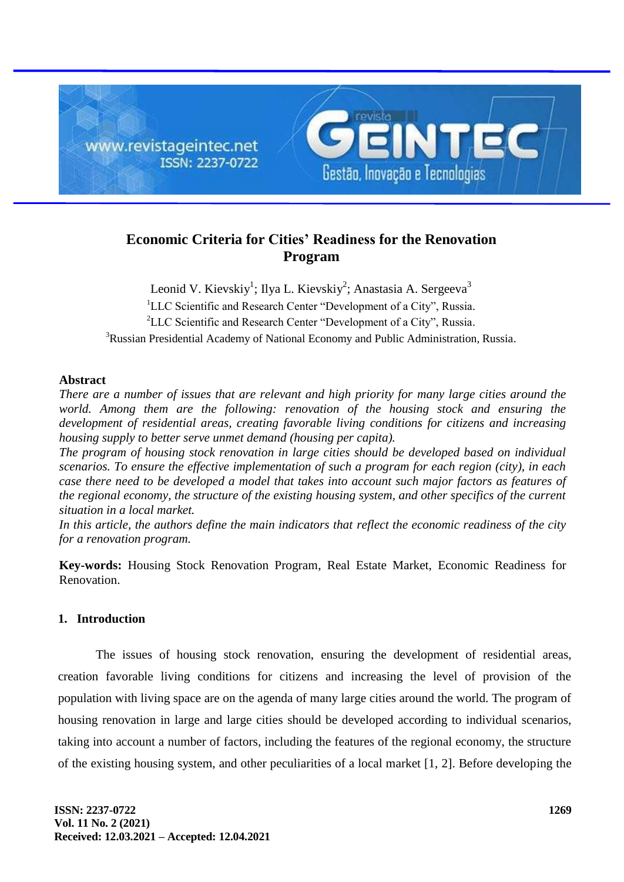# Economic Criteria for Cities' Readiness for the Renovation Program

Leonid V. Kievskiy[1]; Ilya L. Kievskiy[2]; Anastasia A. Sergeeva[3]

[1]LLC Scientific and Research Center "Development of a City", Russia.

[2]LLC Scientific and Research Center "Development of a City", Russia.

[3]Russian Presidential Academy of National Economy and Public Administration, Russia.

## Abstract

*There are a number of issues that are relevant and high priority for many large cities around the world. Among them are the following: renovation of the housing stock and ensuring the development of residential areas, creating favorable living conditions for citizens and increasing housing supply to better serve unmet demand (housing per capita).*

*The program of housing stock renovation in large cities should be developed based on individual scenarios. To ensure the effective implementation of such a program for each region (city), in each case there need to be developed a model that takes into account such major factors as features of the regional economy, the structure of the existing housing system, and other specifics of the current situation in a local market.*

*In this article, the authors define the main indicators that reflect the economic readiness of the city for a renovation program.*

**Key-words:** Housing Stock Renovation Program, Real Estate Market, Economic Readiness for Renovation.

## 1. Introduction

The issues of housing stock renovation, ensuring the development of residential areas, creation favorable living conditions for citizens and increasing the level of provision of the population with living space are on the agenda of many large cities around the world. The program of housing renovation in large and large cities should be developed according to individual scenarios, taking into account a number of factors, including the features of the regional economy, the structure of the existing housing system, and other peculiarities of a local market [1, 2]. Before developing the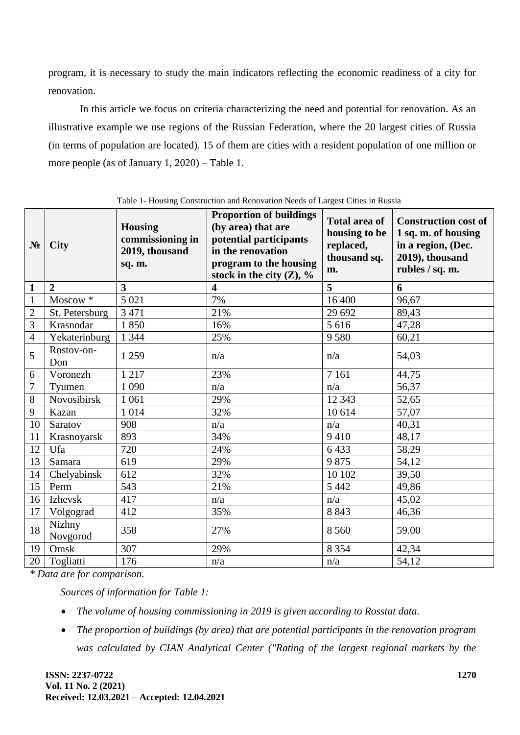program, it is necessary to study the main indicators reflecting the economic readiness of a city for renovation.

In this article we focus on criteria characterizing the need and potential for renovation. As an illustrative example we use regions of the Russian Federation, where the 20 largest cities of Russia (in terms of population are located). 15 of them are cities with a resident population of one million or more people (as of January 1, 2020) – Table 1.

Table 1- Housing Construction and Renovation Needs of Largest Cities in Russia

| № | City | Housing commissioning in 2019, thousand sq. m. | Proportion of buildings (by area) that are potential participants in the renovation program to the housing stock in the city (Z), % | Total area of housing to be replaced, thousand sq. m. | Construction cost of 1 sq. m. of housing in a region, (Dec. 2019), thousand rubles / sq. m. |
|---|---|---|---|---|---|
| **1** | **2** | **3** | **4** | **5** | **6** |
| 1 | Moscow * | 5 021 | 7% | 16 400 | 96,67 |
| 2 | St. Petersburg | 3 471 | 21% | 29 692 | 89,43 |
| 3 | Krasnodar | 1 850 | 16% | 5 616 | 47,28 |
| 4 | Yekaterinburg | 1 344 | 25% | 9 580 | 60,21 |
| 5 | Rostov-on-Don | 1 259 | n/a | n/a | 54,03 |
| 6 | Voronezh | 1 217 | 23% | 7 161 | 44,75 |
| 7 | Tyumen | 1 090 | n/a | n/a | 56,37 |
| 8 | Novosibirsk | 1 061 | 29% | 12 343 | 52,65 |
| 9 | Kazan | 1 014 | 32% | 10 614 | 57,07 |
| 10 | Saratov | 908 | n/a | n/a | 40,31 |
| 11 | Krasnoyarsk | 893 | 34% | 9 410 | 48,17 |
| 12 | Ufa | 720 | 24% | 6 433 | 58,29 |
| 13 | Samara | 619 | 29% | 9 875 | 54,12 |
| 14 | Chelyabinsk | 612 | 32% | 10 102 | 39,50 |
| 15 | Perm | 543 | 21% | 5 442 | 49,86 |
| 16 | Izhevsk | 417 | n/a | n/a | 45,02 |
| 17 | Volgograd | 412 | 35% | 8 843 | 46,36 |
| 18 | Nizhny Novgorod | 358 | 27% | 8 560 | 59.00 |
| 19 | Omsk | 307 | 29% | 8 354 | 42,34 |
| 20 | Togliatti | 176 | n/a | n/a | 54,12 |

*\* Data are for comparison.*

*Sources of information for Table 1:*

- *The volume of housing commissioning in 2019 is given according to Rosstat data.*
- *The proportion of buildings (by area) that are potential participants in the renovation program was calculated by CIAN Analytical Center ("Rating of the largest regional markets by the*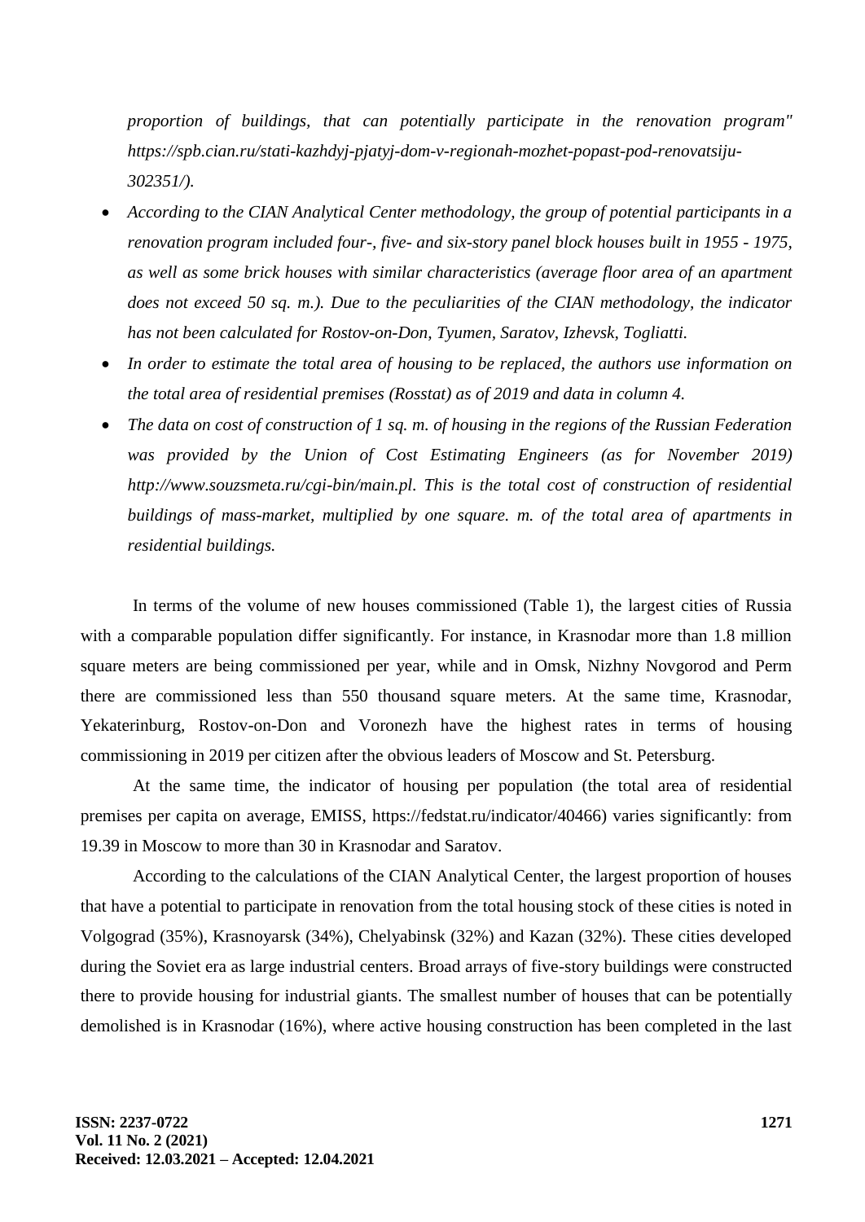*proportion of buildings, that can potentially participate in the renovation program" https://spb.cian.ru/stati-kazhdyj-pjatyj-dom-v-regionah-mozhet-popast-pod-renovatsiju-302351/).*

- *According to the CIAN Analytical Center methodology, the group of potential participants in a renovation program included four-, five- and six-story panel block houses built in 1955 - 1975, as well as some brick houses with similar characteristics (average floor area of an apartment does not exceed 50 sq. m.). Due to the peculiarities of the CIAN methodology, the indicator has not been calculated for Rostov-on-Don, Tyumen, Saratov, Izhevsk, Togliatti.*
- *In order to estimate the total area of housing to be replaced, the authors use information on the total area of residential premises (Rosstat) as of 2019 and data in column 4.*
- *The data on cost of construction of 1 sq. m. of housing in the regions of the Russian Federation was provided by the Union of Cost Estimating Engineers (as for November 2019) http://www.souzsmeta.ru/cgi-bin/main.pl. This is the total cost of construction of residential buildings of mass-market, multiplied by one square. m. of the total area of apartments in residential buildings.*

In terms of the volume of new houses commissioned (Table 1), the largest cities of Russia with a comparable population differ significantly. For instance, in Krasnodar more than 1.8 million square meters are being commissioned per year, while and in Omsk, Nizhny Novgorod and Perm there are commissioned less than 550 thousand square meters. At the same time, Krasnodar, Yekaterinburg, Rostov-on-Don and Voronezh have the highest rates in terms of housing commissioning in 2019 per citizen after the obvious leaders of Moscow and St. Petersburg.

At the same time, the indicator of housing per population (the total area of residential premises per capita on average, EMISS, https://fedstat.ru/indicator/40466) varies significantly: from 19.39 in Moscow to more than 30 in Krasnodar and Saratov.

According to the calculations of the CIAN Analytical Center, the largest proportion of houses that have a potential to participate in renovation from the total housing stock of these cities is noted in Volgograd (35%), Krasnoyarsk (34%), Chelyabinsk (32%) and Kazan (32%). These cities developed during the Soviet era as large industrial centers. Broad arrays of five-story buildings were constructed there to provide housing for industrial giants. The smallest number of houses that can be potentially demolished is in Krasnodar (16%), where active housing construction has been completed in the last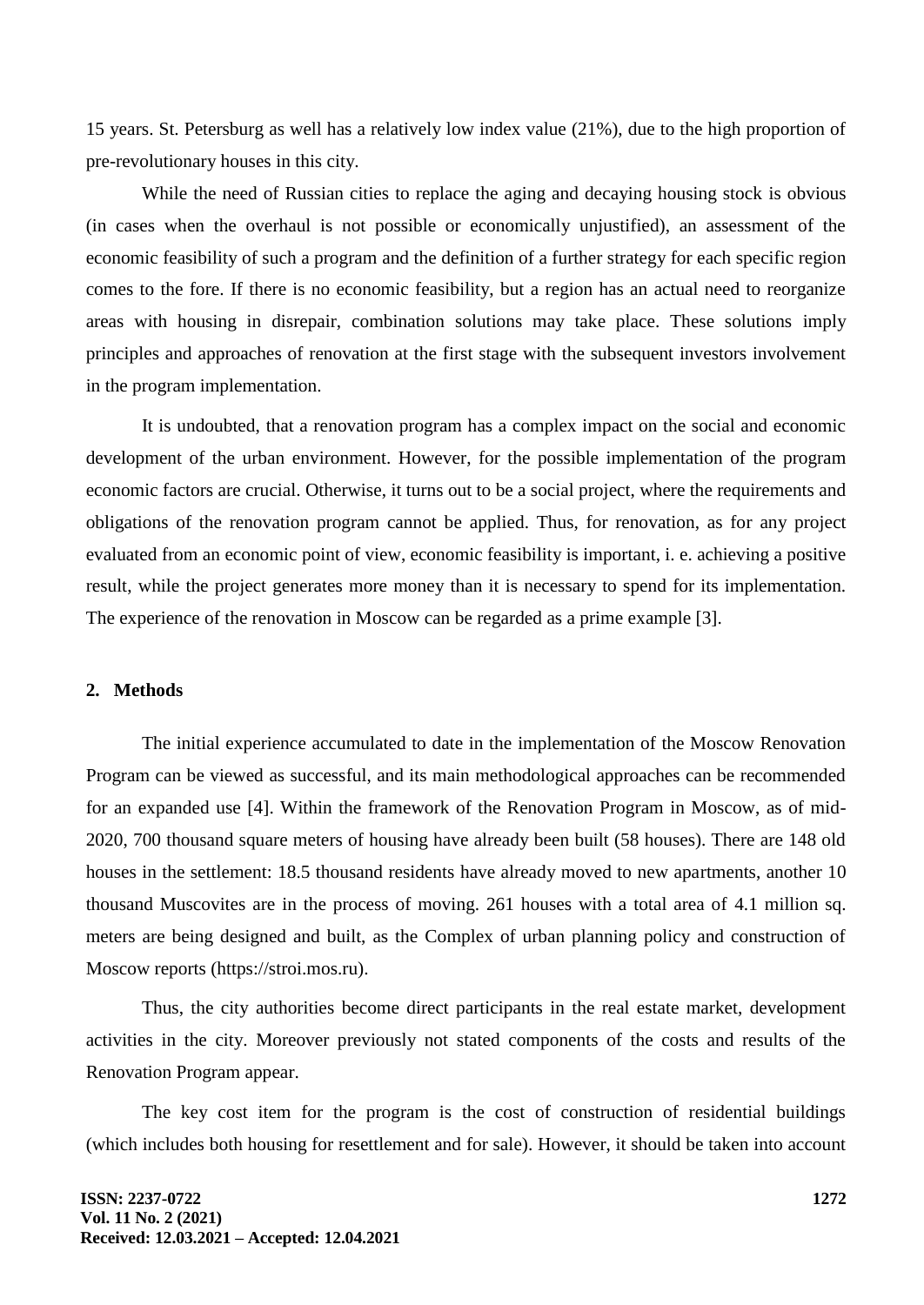15 years. St. Petersburg as well has a relatively low index value (21%), due to the high proportion of pre-revolutionary houses in this city.

While the need of Russian cities to replace the aging and decaying housing stock is obvious (in cases when the overhaul is not possible or economically unjustified), an assessment of the economic feasibility of such a program and the definition of a further strategy for each specific region comes to the fore. If there is no economic feasibility, but a region has an actual need to reorganize areas with housing in disrepair, combination solutions may take place. These solutions imply principles and approaches of renovation at the first stage with the subsequent investors involvement in the program implementation.

It is undoubted, that a renovation program has a complex impact on the social and economic development of the urban environment. However, for the possible implementation of the program economic factors are crucial. Otherwise, it turns out to be a social project, where the requirements and obligations of the renovation program cannot be applied. Thus, for renovation, as for any project evaluated from an economic point of view, economic feasibility is important, i. e. achieving a positive result, while the project generates more money than it is necessary to spend for its implementation. The experience of the renovation in Moscow can be regarded as a prime example [3].

## 2. Methods

The initial experience accumulated to date in the implementation of the Moscow Renovation Program can be viewed as successful, and its main methodological approaches can be recommended for an expanded use [4]. Within the framework of the Renovation Program in Moscow, as of mid-2020, 700 thousand square meters of housing have already been built (58 houses). There are 148 old houses in the settlement: 18.5 thousand residents have already moved to new apartments, another 10 thousand Muscovites are in the process of moving. 261 houses with a total area of 4.1 million sq. meters are being designed and built, as the Complex of urban planning policy and construction of Moscow reports (https://stroi.mos.ru).

Thus, the city authorities become direct participants in the real estate market, development activities in the city. Moreover previously not stated components of the costs and results of the Renovation Program appear.

The key cost item for the program is the cost of construction of residential buildings (which includes both housing for resettlement and for sale). However, it should be taken into account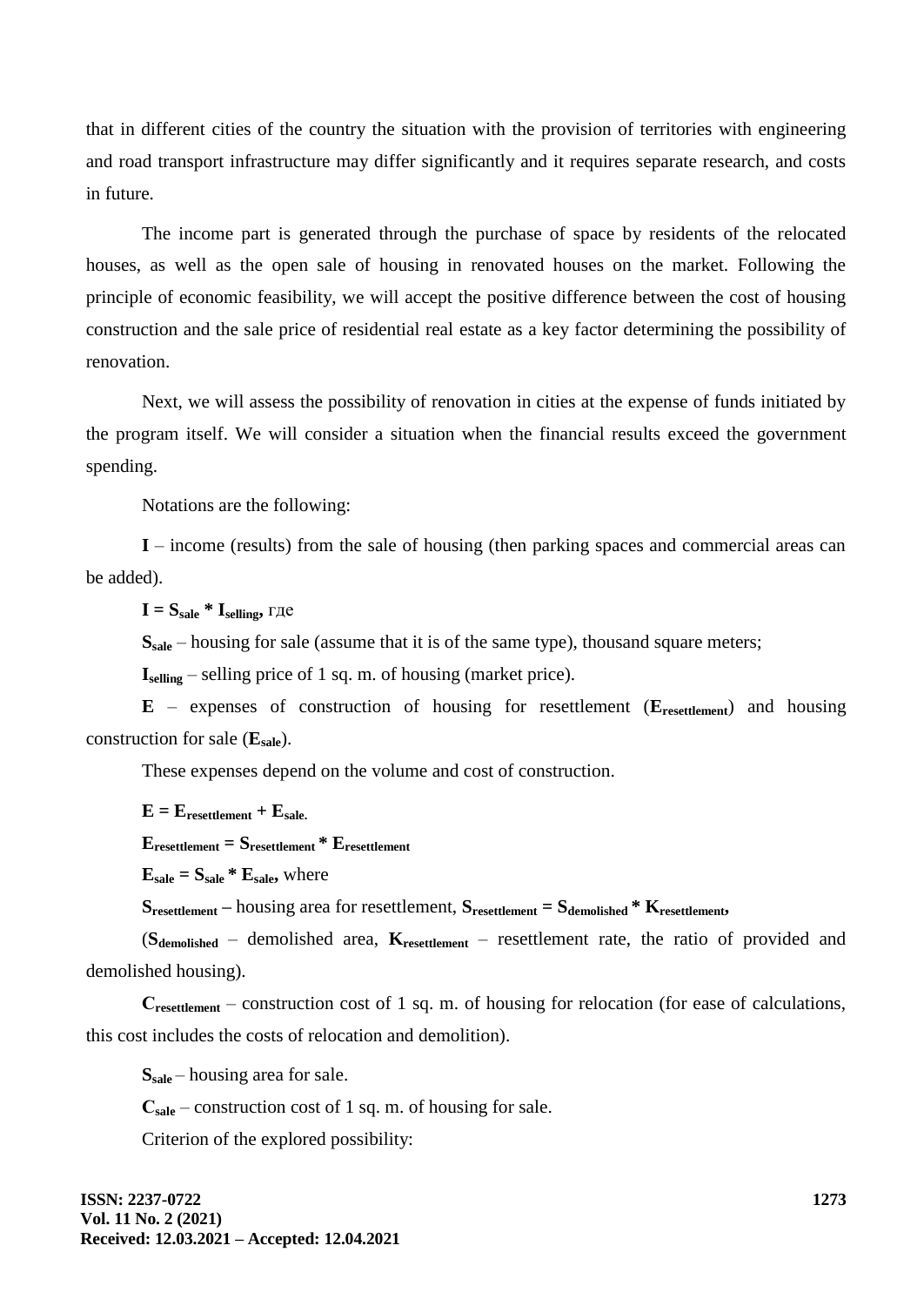that in different cities of the country the situation with the provision of territories with engineering and road transport infrastructure may differ significantly and it requires separate research, and costs in future.

The income part is generated through the purchase of space by residents of the relocated houses, as well as the open sale of housing in renovated houses on the market. Following the principle of economic feasibility, we will accept the positive difference between the cost of housing construction and the sale price of residential real estate as a key factor determining the possibility of renovation.

Next, we will assess the possibility of renovation in cities at the expense of funds initiated by the program itself. We will consider a situation when the financial results exceed the government spending.

Notations are the following:

**I** – income (results) from the sale of housing (then parking spaces and commercial areas can be added).

$\mathbf{I = S_{sale} * I_{selling}}$, где

$\mathbf{S_{sale}}$ – housing for sale (assume that it is of the same type), thousand square meters;

$\mathbf{I_{selling}}$ – selling price of 1 sq. m. of housing (market price).

**E** – expenses of construction of housing for resettlement ($\mathbf{E_{resettlement}}$) and housing construction for sale ($\mathbf{E_{sale}}$).

These expenses depend on the volume and cost of construction.

$\mathbf{E = E_{resettlement} + E_{sale}}$.

$\mathbf{E_{resettlement} = S_{resettlement} * E_{resettlement}}$

$\mathbf{E_{sale} = S_{sale} * E_{sale}}$, where

$\mathbf{S_{resettlement}}$ – housing area for resettlement, $\mathbf{S_{resettlement} = S_{demolished} * K_{resettlement}}$,

($\mathbf{S_{demolished}}$ – demolished area, $\mathbf{K_{resettlement}}$ – resettlement rate, the ratio of provided and demolished housing).

$\mathbf{C_{resettlement}}$ – construction cost of 1 sq. m. of housing for relocation (for ease of calculations, this cost includes the costs of relocation and demolition).

$\mathbf{S_{sale}}$ – housing area for sale.

$\mathbf{C_{sale}}$ – construction cost of 1 sq. m. of housing for sale.

Criterion of the explored possibility: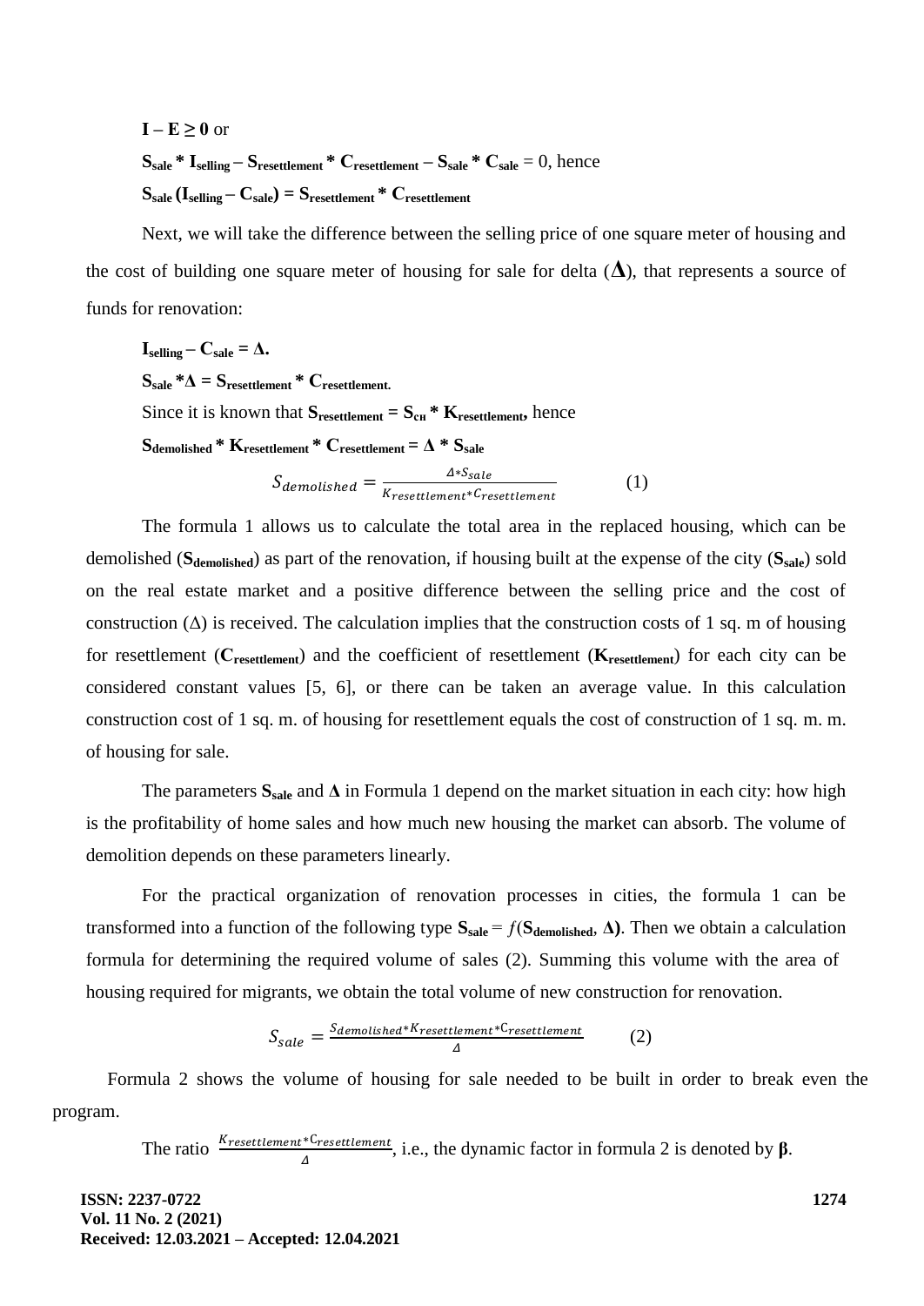$\mathbf{I - E \geq 0}$ or

$\mathbf{S_{sale} * I_{selling} - S_{resettlement} * C_{resettlement} - S_{sale} * C_{sale}} = 0$, hence

$\mathbf{S_{sale} (I_{selling} - C_{sale}) = S_{resettlement} * C_{resettlement}}$

Next, we will take the difference between the selling price of one square meter of housing and the cost of building one square meter of housing for sale for delta ($\Delta$), that represents a source of funds for renovation:

$\mathbf{I_{selling} - C_{sale} = \Delta.}$

$\mathbf{S_{sale} * \Delta = S_{resettlement} * C_{resettlement}.}$

Since it is known that $\mathbf{S_{resettlement} = S_{сн} * K_{resettlement}}$, hence

$\mathbf{S_{demolished} * K_{resettlement} * C_{resettlement} = \Delta * S_{sale}}$

$$S_{demolished} = \frac{\Delta * S_{sale}}{K_{resettlement} * C_{resettlement}} \qquad (1)$$

The formula 1 allows us to calculate the total area in the replaced housing, which can be demolished ($\mathbf{S_{demolished}}$) as part of the renovation, if housing built at the expense of the city ($\mathbf{S_{sale}}$) sold on the real estate market and a positive difference between the selling price and the cost of construction ($\Delta$) is received. The calculation implies that the construction costs of 1 sq. m of housing for resettlement ($\mathbf{C_{resettlement}}$) and the coefficient of resettlement ($\mathbf{K_{resettlement}}$) for each city can be considered constant values [5, 6], or there can be taken an average value. In this calculation construction cost of 1 sq. m. of housing for resettlement equals the cost of construction of 1 sq. m. m. of housing for sale.

The parameters $\mathbf{S_{sale}}$ and $\mathbf{\Delta}$ in Formula 1 depend on the market situation in each city: how high is the profitability of home sales and how much new housing the market can absorb. The volume of demolition depends on these parameters linearly.

For the practical organization of renovation processes in cities, the formula 1 can be transformed into a function of the following type $\mathbf{S_{sale}} = f(\mathbf{S_{demolished}}, \mathbf{\Delta})$. Then we obtain a calculation formula for determining the required volume of sales (2). Summing this volume with the area of housing required for migrants, we obtain the total volume of new construction for renovation.

$$S_{sale} = \frac{S_{demolished} * K_{resettlement} * C_{resettlement}}{\Delta} \qquad (2)$$

Formula 2 shows the volume of housing for sale needed to be built in order to break even the program.

The ratio $\frac{K_{resettlement} * C_{resettlement}}{\Delta}$, i.e., the dynamic factor in formula 2 is denoted by $\boldsymbol{\beta}$.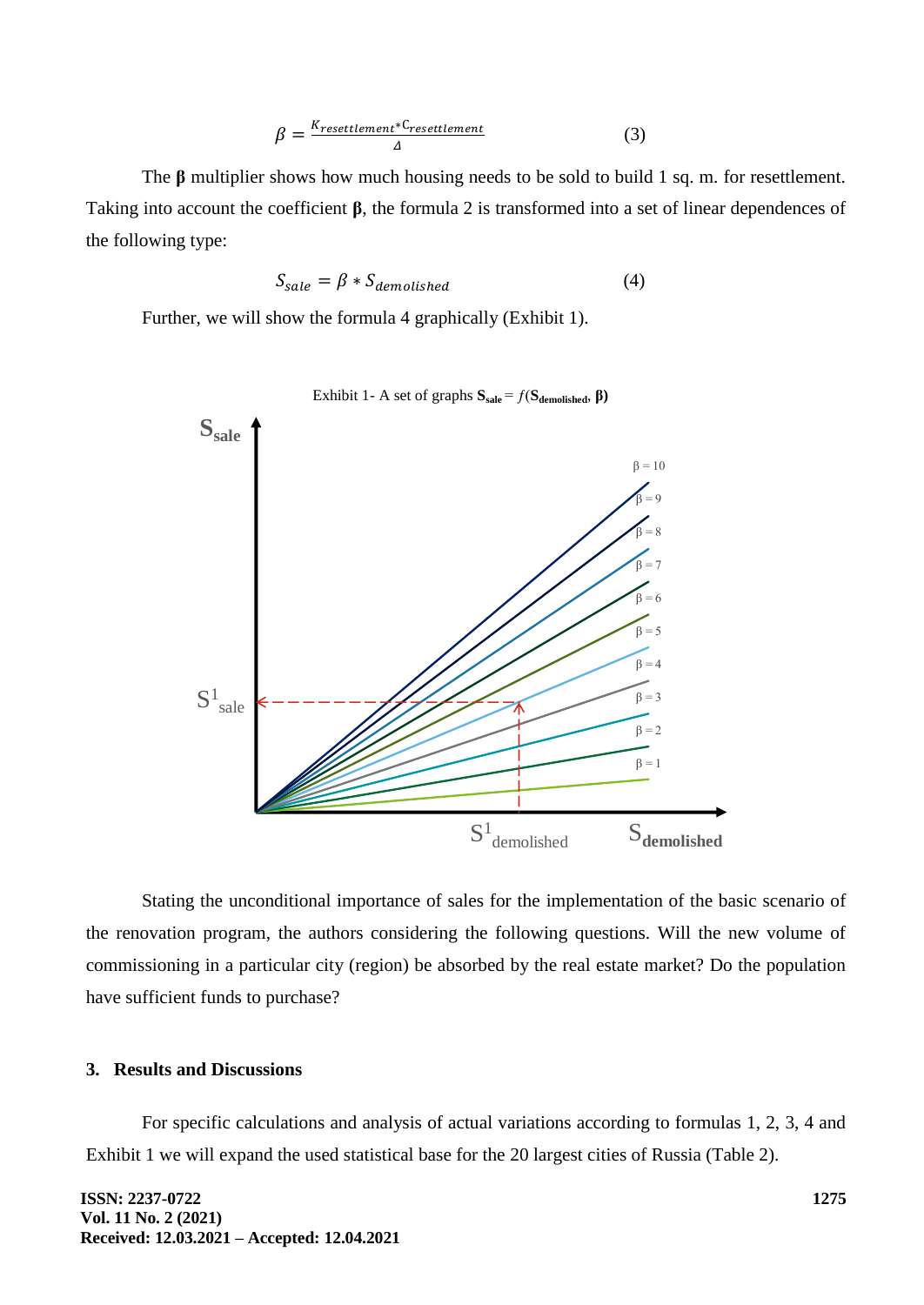$$\beta = \frac{K_{resettlement} * C_{resettlement}}{\Delta} \quad (3)$$

The **β** multiplier shows how much housing needs to be sold to build 1 sq. m. for resettlement. Taking into account the coefficient **β**, the formula 2 is transformed into a set of linear dependences of the following type:

$$S_{sale} = \beta * S_{demolished} \quad (4)$$

Further, we will show the formula 4 graphically (Exhibit 1).

Exhibit 1- A set of graphs $\mathbf{S_{sale}} = f(\mathbf{S_{demolished}}, \boldsymbol{\beta})$

Stating the unconditional importance of sales for the implementation of the basic scenario of the renovation program, the authors considering the following questions. Will the new volume of commissioning in a particular city (region) be absorbed by the real estate market? Do the population have sufficient funds to purchase?

## 3. Results and Discussions

For specific calculations and analysis of actual variations according to formulas 1, 2, 3, 4 and Exhibit 1 we will expand the used statistical base for the 20 largest cities of Russia (Table 2).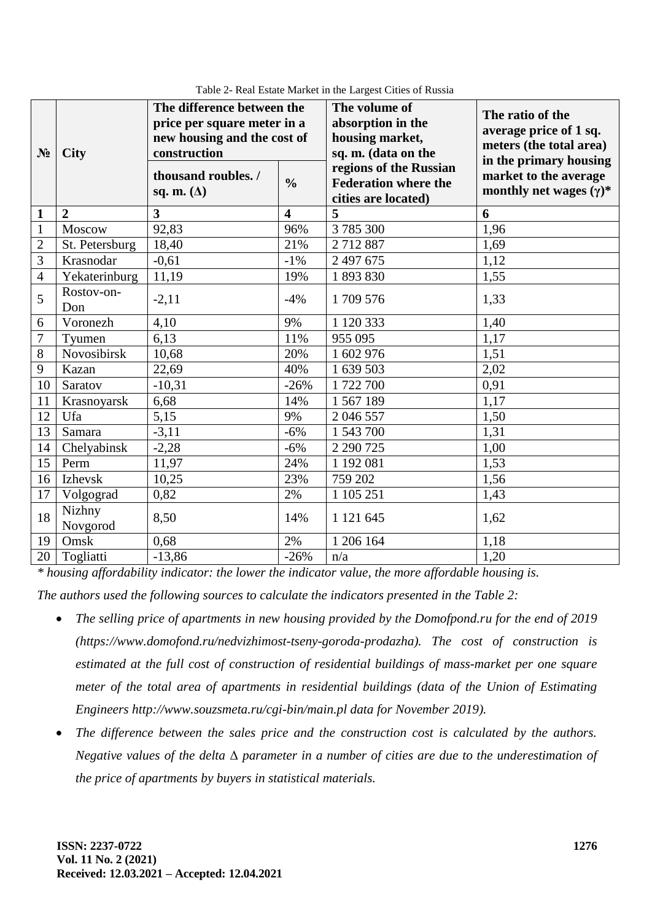Table 2- Real Estate Market in the Largest Cities of Russia

| № | City | The difference between the price per square meter in a new housing and the cost of construction | | The volume of absorption in the housing market, sq. m. (data on the regions of the Russian Federation where the cities are located) | The ratio of the average price of 1 sq. meters (the total area) in the primary housing market to the average monthly net wages (γ)* |
|---|---|---|---|---|---|
| | | thousand roubles. / sq. m. (Δ) | % | | |
| **1** | **2** | **3** | **4** | **5** | **6** |
| 1 | Moscow | 92,83 | 96% | 3 785 300 | 1,96 |
| 2 | St. Petersburg | 18,40 | 21% | 2 712 887 | 1,69 |
| 3 | Krasnodar | -0,61 | -1% | 2 497 675 | 1,12 |
| 4 | Yekaterinburg | 11,19 | 19% | 1 893 830 | 1,55 |
| 5 | Rostov-on-Don | -2,11 | -4% | 1 709 576 | 1,33 |
| 6 | Voronezh | 4,10 | 9% | 1 120 333 | 1,40 |
| 7 | Tyumen | 6,13 | 11% | 955 095 | 1,17 |
| 8 | Novosibirsk | 10,68 | 20% | 1 602 976 | 1,51 |
| 9 | Kazan | 22,69 | 40% | 1 639 503 | 2,02 |
| 10 | Saratov | -10,31 | -26% | 1 722 700 | 0,91 |
| 11 | Krasnoyarsk | 6,68 | 14% | 1 567 189 | 1,17 |
| 12 | Ufa | 5,15 | 9% | 2 046 557 | 1,50 |
| 13 | Samara | -3,11 | -6% | 1 543 700 | 1,31 |
| 14 | Chelyabinsk | -2,28 | -6% | 2 290 725 | 1,00 |
| 15 | Perm | 11,97 | 24% | 1 192 081 | 1,53 |
| 16 | Izhevsk | 10,25 | 23% | 759 202 | 1,56 |
| 17 | Volgograd | 0,82 | 2% | 1 105 251 | 1,43 |
| 18 | Nizhny Novgorod | 8,50 | 14% | 1 121 645 | 1,62 |
| 19 | Omsk | 0,68 | 2% | 1 206 164 | 1,18 |
| 20 | Togliatti | -13,86 | -26% | n/a | 1,20 |

*\* housing affordability indicator: the lower the indicator value, the more affordable housing is.*

*The authors used the following sources to calculate the indicators presented in the Table 2:*

- *The selling price of apartments in new housing provided by the Domofpond.ru for the end of 2019 (https://www.domofond.ru/nedvizhimost-tseny-goroda-prodazha). The cost of construction is estimated at the full cost of construction of residential buildings of mass-market per one square meter of the total area of apartments in residential buildings (data of the Union of Estimating Engineers http://www.souzsmeta.ru/cgi-bin/main.pl data for November 2019).*
- *The difference between the sales price and the construction cost is calculated by the authors. Negative values of the delta Δ parameter in a number of cities are due to the underestimation of the price of apartments by buyers in statistical materials.*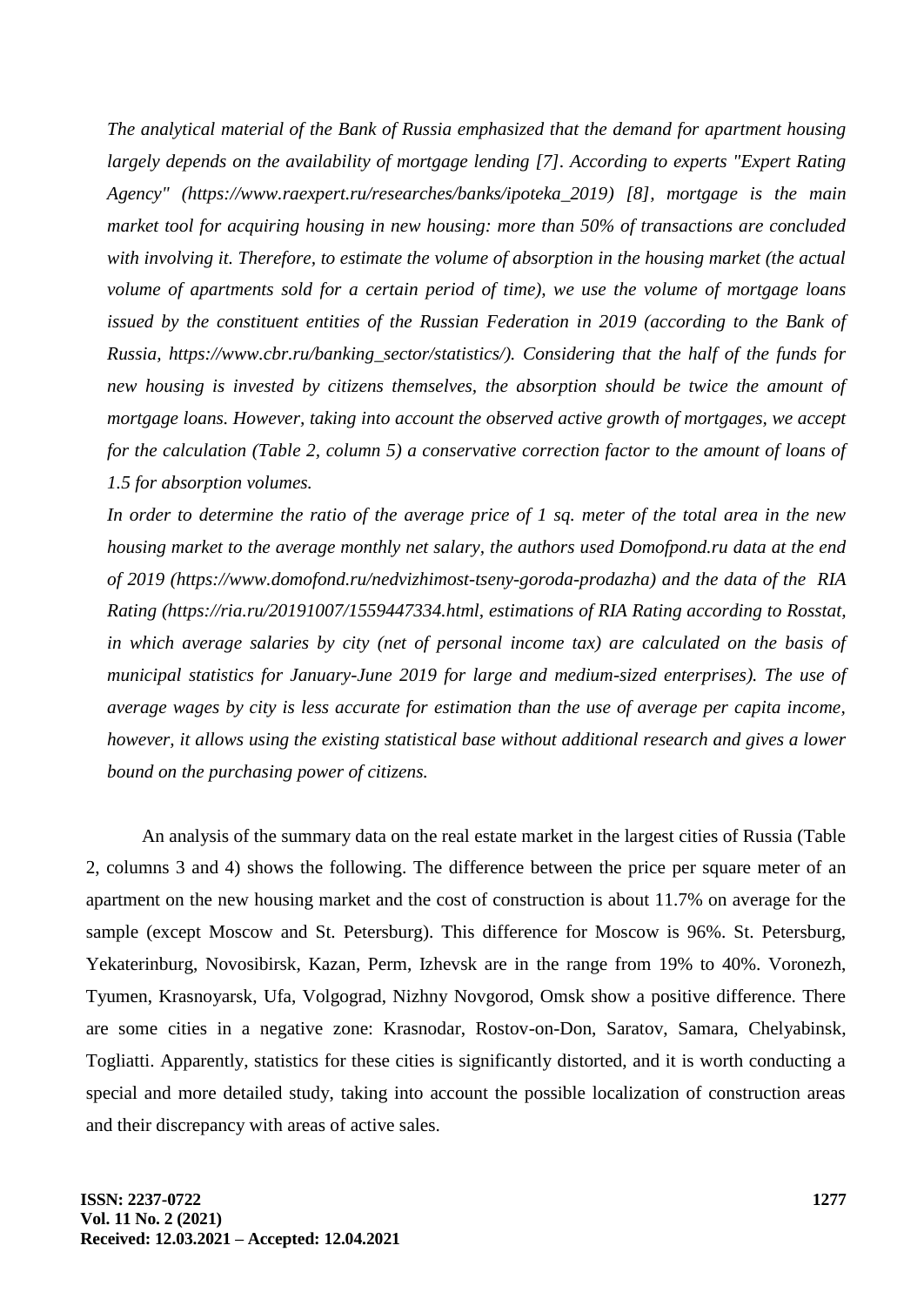*The analytical material of the Bank of Russia emphasized that the demand for apartment housing largely depends on the availability of mortgage lending [7]. According to experts "Expert Rating Agency" (https://www.raexpert.ru/researches/banks/ipoteka_2019) [8], mortgage is the main market tool for acquiring housing in new housing: more than 50% of transactions are concluded with involving it. Therefore, to estimate the volume of absorption in the housing market (the actual volume of apartments sold for a certain period of time), we use the volume of mortgage loans issued by the constituent entities of the Russian Federation in 2019 (according to the Bank of Russia, https://www.cbr.ru/banking_sector/statistics/). Considering that the half of the funds for new housing is invested by citizens themselves, the absorption should be twice the amount of mortgage loans. However, taking into account the observed active growth of mortgages, we accept for the calculation (Table 2, column 5) a conservative correction factor to the amount of loans of 1.5 for absorption volumes.*

*In order to determine the ratio of the average price of 1 sq. meter of the total area in the new housing market to the average monthly net salary, the authors used Domofpond.ru data at the end of 2019 (https://www.domofond.ru/nedvizhimost-tseny-goroda-prodazha) and the data of the RIA Rating (https://ria.ru/20191007/1559447334.html, estimations of RIA Rating according to Rosstat, in which average salaries by city (net of personal income tax) are calculated on the basis of municipal statistics for January-June 2019 for large and medium-sized enterprises). The use of average wages by city is less accurate for estimation than the use of average per capita income, however, it allows using the existing statistical base without additional research and gives a lower bound on the purchasing power of citizens.*

An analysis of the summary data on the real estate market in the largest cities of Russia (Table 2, columns 3 and 4) shows the following. The difference between the price per square meter of an apartment on the new housing market and the cost of construction is about 11.7% on average for the sample (except Moscow and St. Petersburg). This difference for Moscow is 96%. St. Petersburg, Yekaterinburg, Novosibirsk, Kazan, Perm, Izhevsk are in the range from 19% to 40%. Voronezh, Tyumen, Krasnoyarsk, Ufa, Volgograd, Nizhny Novgorod, Omsk show a positive difference. There are some cities in a negative zone: Krasnodar, Rostov-on-Don, Saratov, Samara, Chelyabinsk, Togliatti. Apparently, statistics for these cities is significantly distorted, and it is worth conducting a special and more detailed study, taking into account the possible localization of construction areas and their discrepancy with areas of active sales.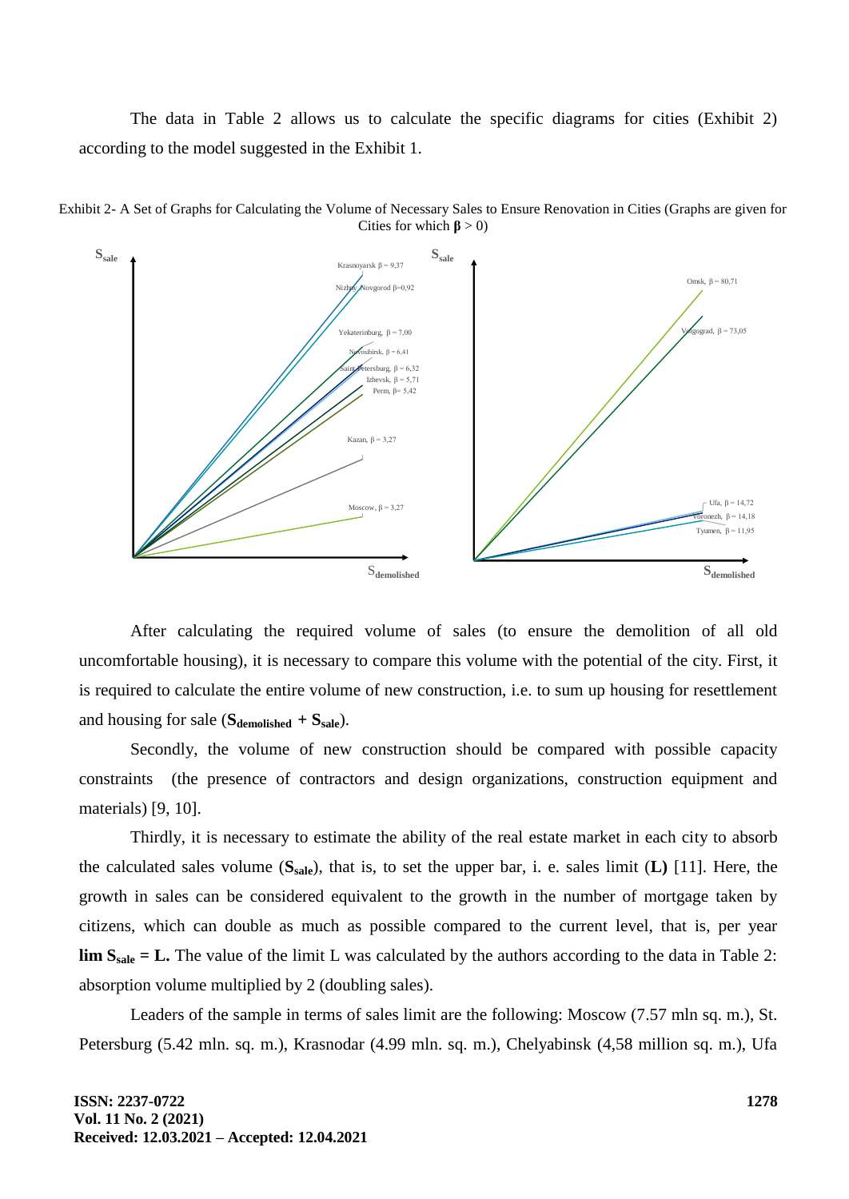The data in Table 2 allows us to calculate the specific diagrams for cities (Exhibit 2) according to the model suggested in the Exhibit 1.

Exhibit 2- A Set of Graphs for Calculating the Volume of Necessary Sales to Ensure Renovation in Cities (Graphs are given for Cities for which **β** > 0)

After calculating the required volume of sales (to ensure the demolition of all old uncomfortable housing), it is necessary to compare this volume with the potential of the city. First, it is required to calculate the entire volume of new construction, i.e. to sum up housing for resettlement and housing for sale ($\mathbf{S_{demolished}}$ + $\mathbf{S_{sale}}$).

Secondly, the volume of new construction should be compared with possible capacity constraints (the presence of contractors and design organizations, construction equipment and materials) [9, 10].

Thirdly, it is necessary to estimate the ability of the real estate market in each city to absorb the calculated sales volume ($\mathbf{S_{sale}}$), that is, to set the upper bar, i. e. sales limit (**L)** [11]. Here, the growth in sales can be considered equivalent to the growth in the number of mortgage taken by citizens, which can double as much as possible compared to the current level, that is, per year $\mathbf{lim\ S_{sale} = L}$. The value of the limit L was calculated by the authors according to the data in Table 2: absorption volume multiplied by 2 (doubling sales).

Leaders of the sample in terms of sales limit are the following: Moscow (7.57 mln sq. m.), St. Petersburg (5.42 mln. sq. m.), Krasnodar (4.99 mln. sq. m.), Chelyabinsk (4,58 million sq. m.), Ufa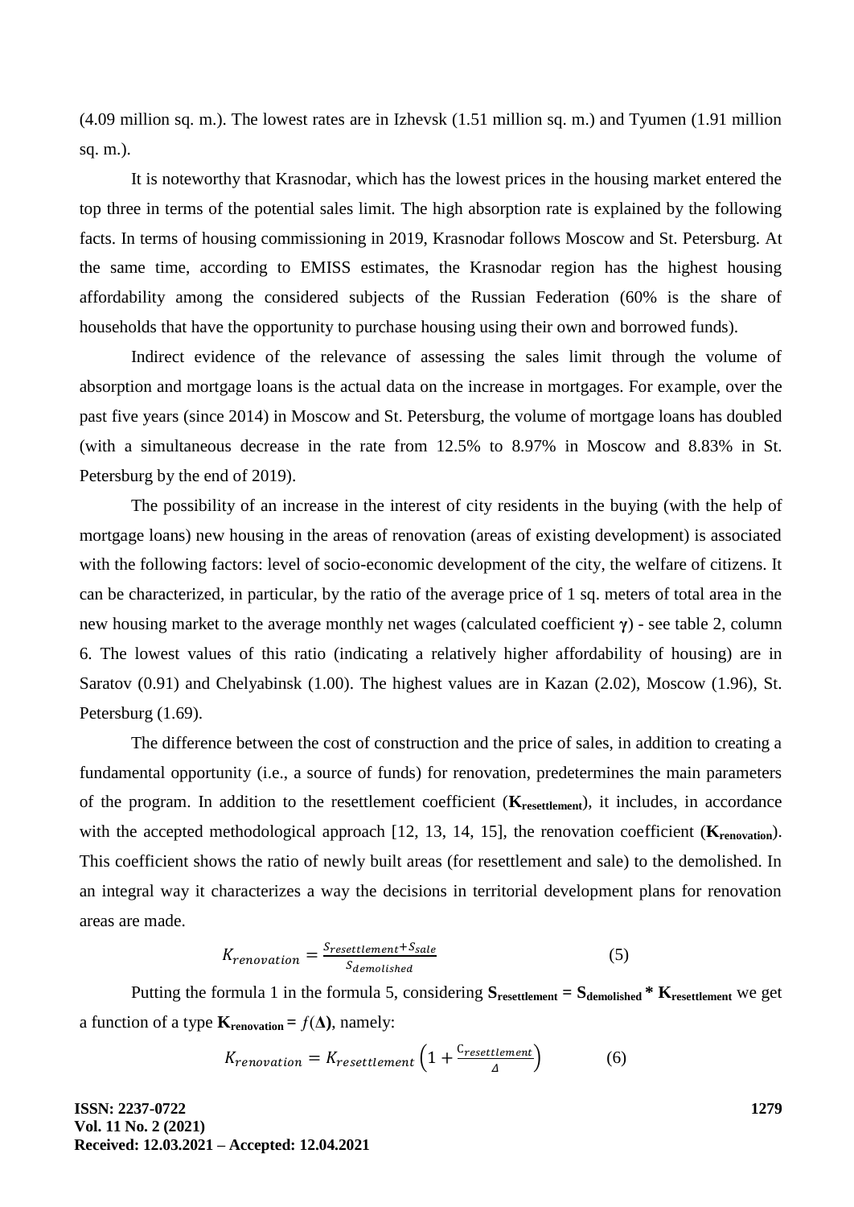(4.09 million sq. m.). The lowest rates are in Izhevsk (1.51 million sq. m.) and Tyumen (1.91 million sq. m.).

It is noteworthy that Krasnodar, which has the lowest prices in the housing market entered the top three in terms of the potential sales limit. The high absorption rate is explained by the following facts. In terms of housing commissioning in 2019, Krasnodar follows Moscow and St. Petersburg. At the same time, according to EMISS estimates, the Krasnodar region has the highest housing affordability among the considered subjects of the Russian Federation (60% is the share of households that have the opportunity to purchase housing using their own and borrowed funds).

Indirect evidence of the relevance of assessing the sales limit through the volume of absorption and mortgage loans is the actual data on the increase in mortgages. For example, over the past five years (since 2014) in Moscow and St. Petersburg, the volume of mortgage loans has doubled (with a simultaneous decrease in the rate from 12.5% to 8.97% in Moscow and 8.83% in St. Petersburg by the end of 2019).

The possibility of an increase in the interest of city residents in the buying (with the help of mortgage loans) new housing in the areas of renovation (areas of existing development) is associated with the following factors: level of socio-economic development of the city, the welfare of citizens. It can be characterized, in particular, by the ratio of the average price of 1 sq. meters of total area in the new housing market to the average monthly net wages (calculated coefficient $\boldsymbol{\gamma}$) - see table 2, column 6. The lowest values of this ratio (indicating a relatively higher affordability of housing) are in Saratov (0.91) and Chelyabinsk (1.00). The highest values are in Kazan (2.02), Moscow (1.96), St. Petersburg (1.69).

The difference between the cost of construction and the price of sales, in addition to creating a fundamental opportunity (i.e., a source of funds) for renovation, predetermines the main parameters of the program. In addition to the resettlement coefficient ($\mathbf{K_{resettlement}}$), it includes, in accordance with the accepted methodological approach [12, 13, 14, 15], the renovation coefficient ($\mathbf{K_{renovation}}$). This coefficient shows the ratio of newly built areas (for resettlement and sale) to the demolished. In an integral way it characterizes a way the decisions in territorial development plans for renovation areas are made.

$$K_{renovation} = \frac{S_{resettlement} + S_{sale}}{S_{demolished}} \tag{5}$$

Putting the formula 1 in the formula 5, considering $\mathbf{S_{resettlement} = S_{demolished} * K_{resettlement}}$ we get a function of a type $\mathbf{K_{renovation}} = f(\mathbf{\Delta})$, namely:

$$K_{renovation} = K_{resettlement}\left(1 + \frac{C_{resettlement}}{\Delta}\right) \tag{6}$$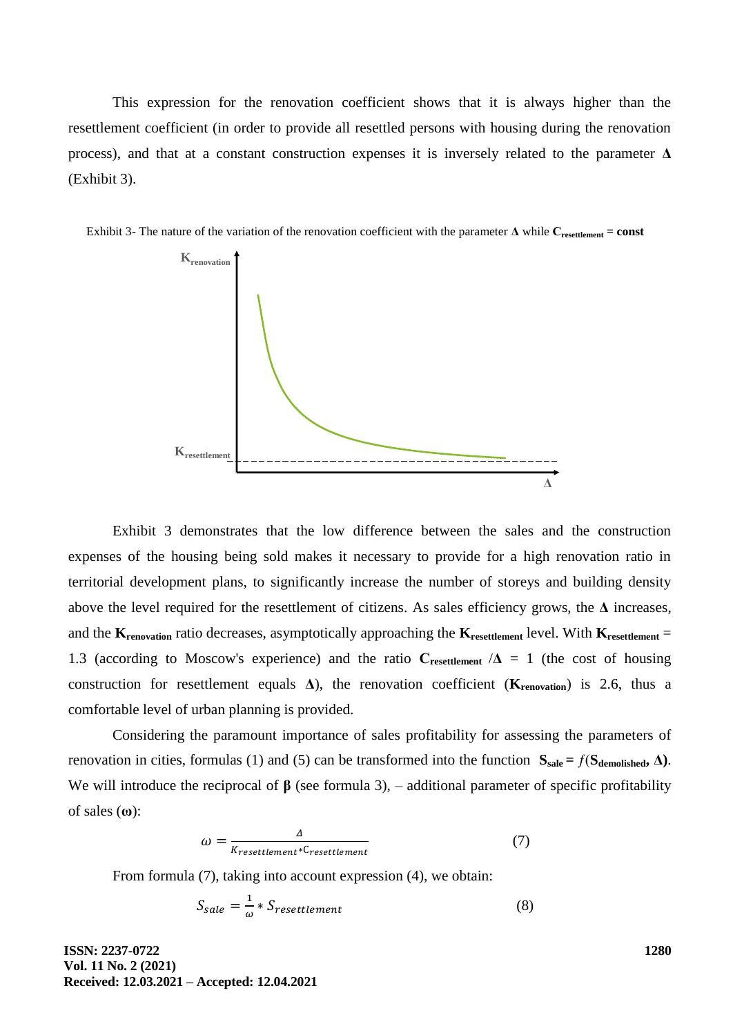This expression for the renovation coefficient shows that it is always higher than the resettlement coefficient (in order to provide all resettled persons with housing during the renovation process), and that at a constant construction expenses it is inversely related to the parameter **Δ** (Exhibit 3).

Exhibit 3- The nature of the variation of the renovation coefficient with the parameter **Δ** while $\mathbf{C_{resettlement}}$ **= const**

Exhibit 3 demonstrates that the low difference between the sales and the construction expenses of the housing being sold makes it necessary to provide for a high renovation ratio in territorial development plans, to significantly increase the number of storeys and building density above the level required for the resettlement of citizens. As sales efficiency grows, the **Δ** increases, and the $\mathbf{K_{renovation}}$ ratio decreases, asymptotically approaching the $\mathbf{K_{resettlement}}$ level. With $\mathbf{K_{resettlement}}$ = 1.3 (according to Moscow's experience) and the ratio $\mathbf{C_{resettlement}}$ /**Δ** = 1 (the cost of housing construction for resettlement equals **Δ**), the renovation coefficient ($\mathbf{K_{renovation}}$) is 2.6, thus a comfortable level of urban planning is provided.

Considering the paramount importance of sales profitability for assessing the parameters of renovation in cities, formulas (1) and (5) can be transformed into the function $\mathbf{S_{sale} = f(S_{demolished}, \Delta)}$. We will introduce the reciprocal of **β** (see formula 3), – additional parameter of specific profitability of sales (**ω**):

$$\omega = \frac{\Delta}{K_{resettlement} * C_{resettlement}} \tag{7}$$

From formula (7), taking into account expression (4), we obtain:

$$S_{sale} = \frac{1}{\omega} * S_{resettlement} \tag{8}$$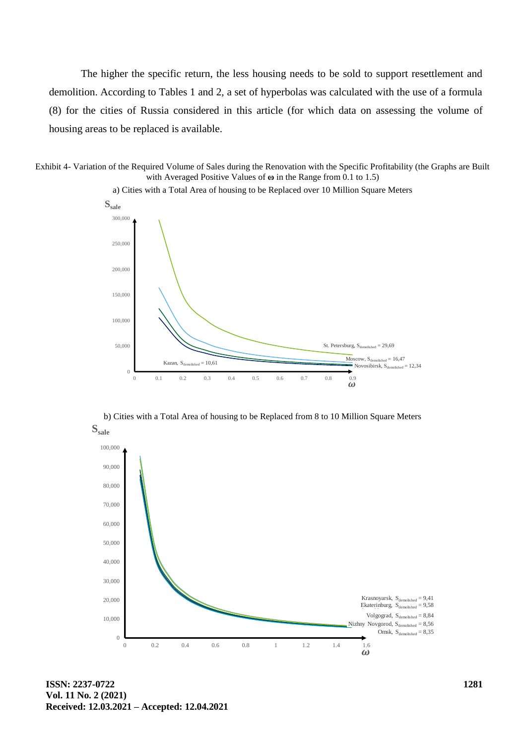The higher the specific return, the less housing needs to be sold to support resettlement and demolition. According to Tables 1 and 2, a set of hyperbolas was calculated with the use of a formula (8) for the cities of Russia considered in this article (for which data on assessing the volume of housing areas to be replaced is available.

Exhibit 4- Variation of the Required Volume of Sales during the Renovation with the Specific Profitability (the Graphs are Built with Averaged Positive Values of **ω** in the Range from 0.1 to 1.5)

a) Cities with a Total Area of housing to be Replaced over 10 Million Square Meters

$S_{sale}$

St. Petersburg, $S_{demolished} = 29,69$

Moscow, $S_{demolished} = 16,47$

Novosibirsk, $S_{demolished} = 12,34$

Kazan, $S_{demolished} = 10,61$

*ω*

b) Cities with a Total Area of housing to be Replaced from 8 to 10 Million Square Meters

$S_{sale}$

Krasnoyarsk, $S_{demolished} = 9,41$

Ekaterinburg, $S_{demolished} = 9,58$

Volgograd, $S_{demolished} = 8,84$

Nizhny Novgorod, $S_{demolished} = 8,56$

Omsk, $S_{demolished} = 8,35$

*ω*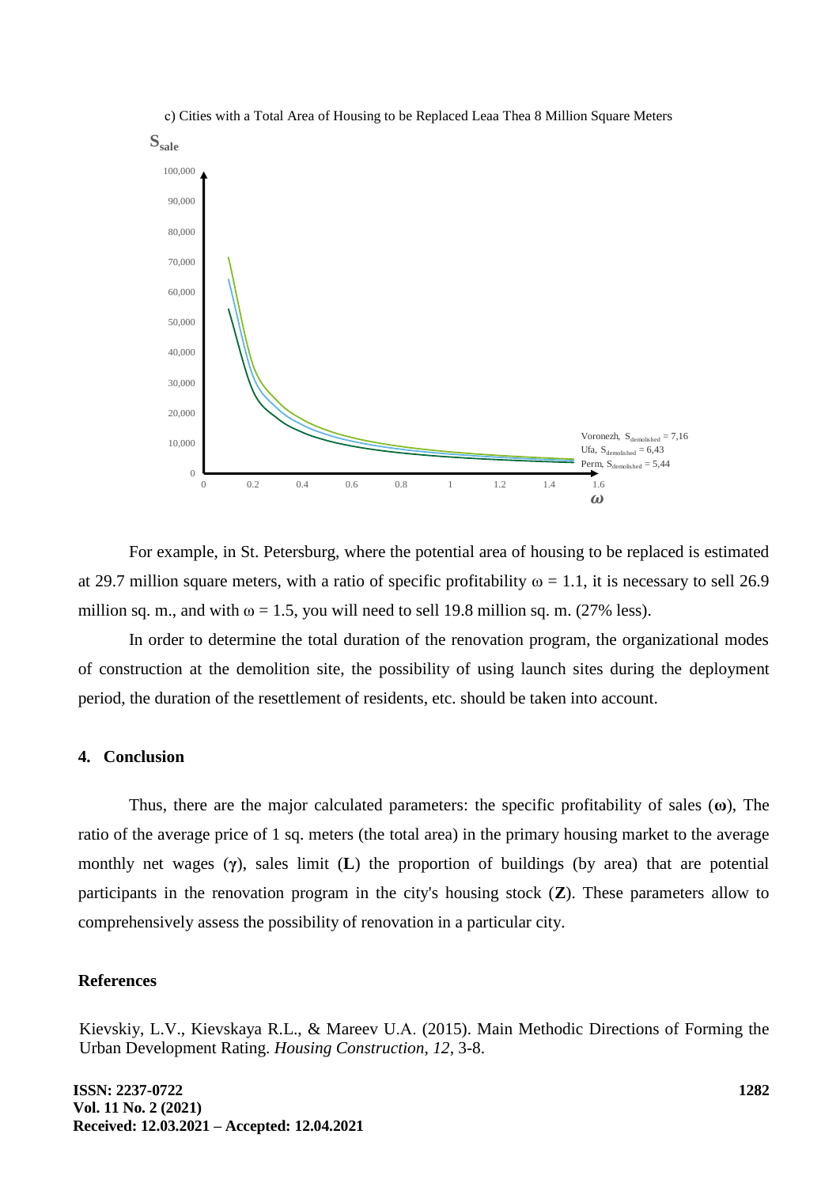c) Cities with a Total Area of Housing to be Replaced Leaa Thea 8 Million Square Meters

For example, in St. Petersburg, where the potential area of housing to be replaced is estimated at 29.7 million square meters, with a ratio of specific profitability $\omega = 1.1$, it is necessary to sell 26.9 million sq. m., and with $\omega = 1.5$, you will need to sell 19.8 million sq. m. (27% less).

In order to determine the total duration of the renovation program, the organizational modes of construction at the demolition site, the possibility of using launch sites during the deployment period, the duration of the resettlement of residents, etc. should be taken into account.

## 4. Conclusion

Thus, there are the major calculated parameters: the specific profitability of sales (**ω**), The ratio of the average price of 1 sq. meters (the total area) in the primary housing market to the average monthly net wages (**γ**), sales limit (**L**) the proportion of buildings (by area) that are potential participants in the renovation program in the city's housing stock (**Z**). These parameters allow to comprehensively assess the possibility of renovation in a particular city.

## References

Kievskiy, L.V., Kievskaya R.L., & Mareev U.A. (2015). Main Methodic Directions of Forming the Urban Development Rating. *Housing Construction, 12*, 3-8.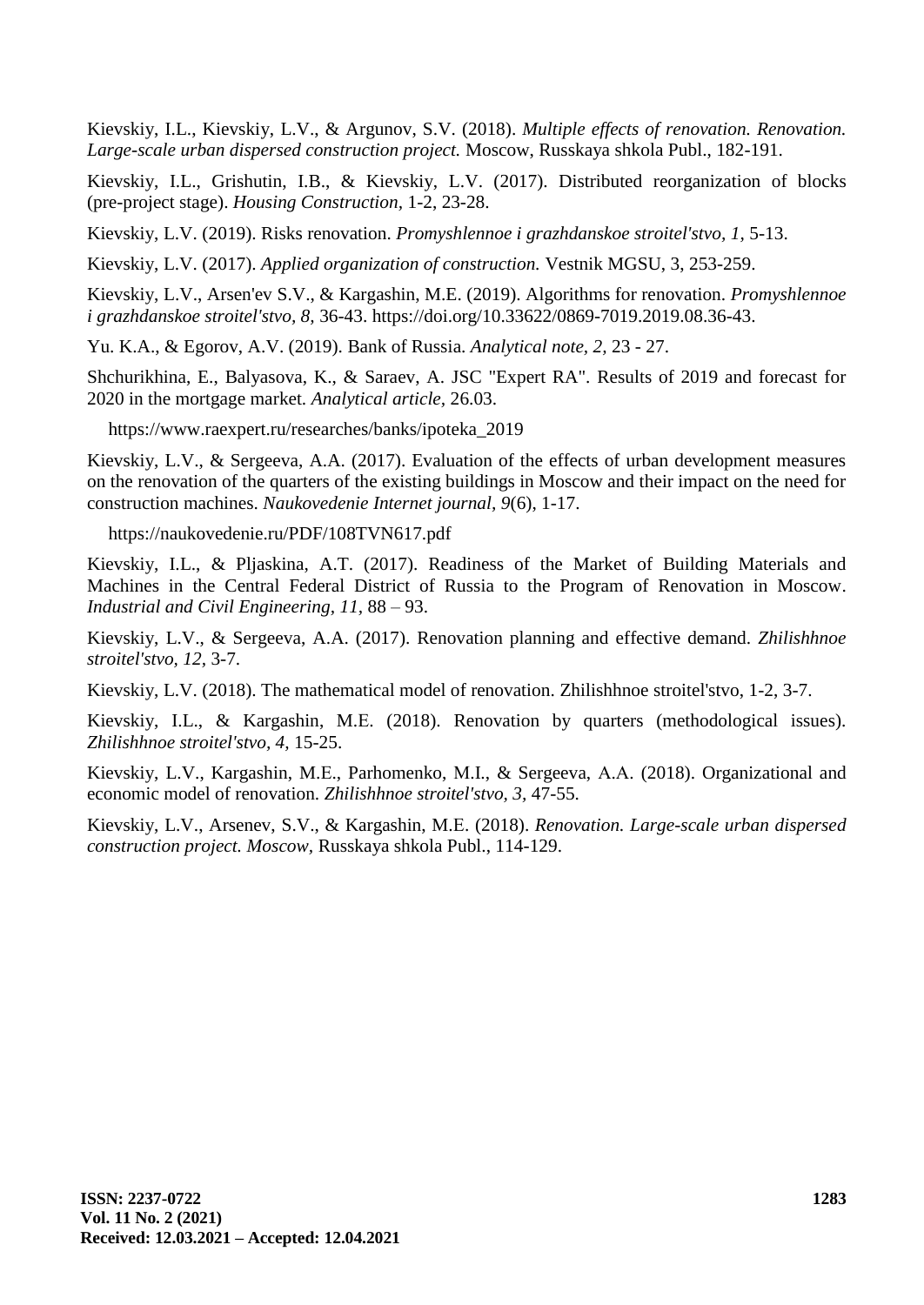Kievskiy, I.L., Kievskiy, L.V., & Argunov, S.V. (2018). *Multiple effects of renovation. Renovation. Large-scale urban dispersed construction project.* Moscow, Russkaya shkola Publ., 182-191.

Kievskiy, I.L., Grishutin, I.B., & Kievskiy, L.V. (2017). Distributed reorganization of blocks (pre-project stage). *Housing Construction*, 1-2, 23-28.

Kievskiy, L.V. (2019). Risks renovation. *Promyshlennoe i grazhdanskoe stroitel'stvo, 1,* 5-13.

Kievskiy, L.V. (2017). *Applied organization of construction.* Vestnik MGSU, 3, 253-259.

Kievskiy, L.V., Arsen'ev S.V., & Kargashin, M.E. (2019). Algorithms for renovation. *Promyshlennoe i grazhdanskoe stroitel'stvo, 8,* 36-43. https://doi.org/10.33622/0869-7019.2019.08.36-43.

Yu. K.A., & Egorov, A.V. (2019). Bank of Russia. *Analytical note, 2,* 23 - 27.

Shchurikhina, E., Balyasova, K., & Saraev, A. JSC "Expert RA". Results of 2019 and forecast for 2020 in the mortgage market. *Analytical article*, 26.03.

https://www.raexpert.ru/researches/banks/ipoteka_2019

Kievskiy, L.V., & Sergeeva, A.A. (2017). Evaluation of the effects of urban development measures on the renovation of the quarters of the existing buildings in Moscow and their impact on the need for construction machines. *Naukovedenie Internet journal, 9*(6), 1-17.

https://naukovedenie.ru/PDF/108TVN617.pdf

Kievskiy, I.L., & Pljaskina, A.T. (2017). Readiness of the Market of Building Materials and Machines in the Central Federal District of Russia to the Program of Renovation in Moscow. *Industrial and Civil Engineering*, *11,* 88 – 93.

Kievskiy, L.V., & Sergeeva, A.A. (2017). Renovation planning and effective demand. *Zhilishhnoe stroitel'stvo, 12,* 3-7.

Kievskiy, L.V. (2018). The mathematical model of renovation. Zhilishhnoe stroitel'stvo, 1-2, 3-7.

Kievskiy, I.L., & Kargashin, M.E. (2018). Renovation by quarters (methodological issues). *Zhilishhnoe stroitel'stvo, 4,* 15-25.

Kievskiy, L.V., Kargashin, M.E., Parhomenko, M.I., & Sergeeva, A.A. (2018). Organizational and economic model of renovation. *Zhilishhnoe stroitel'stvo, 3,* 47-55.

Kievskiy, L.V., Arsenev, S.V., & Kargashin, M.E. (2018). *Renovation. Large-scale urban dispersed construction project. Moscow,* Russkaya shkola Publ., 114-129.